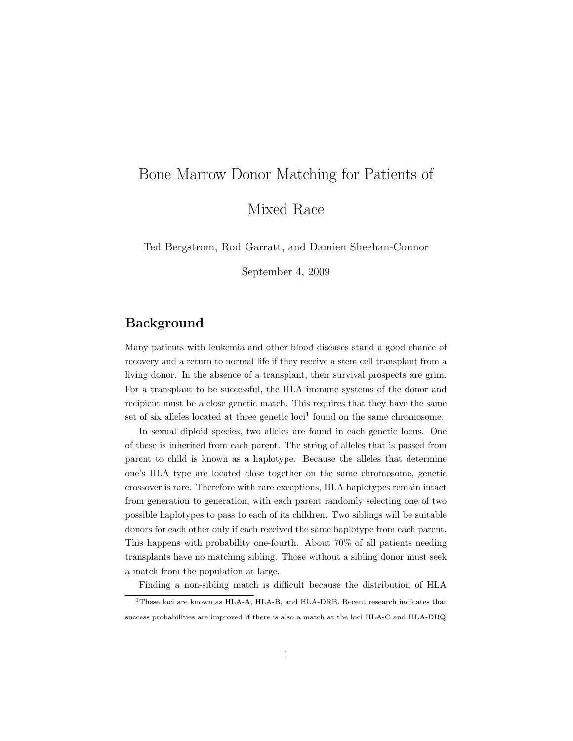# Bone Marrow Donor Matching for Patients of Mixed Race

Ted Bergstrom, Rod Garratt, and Damien Sheehan-Connor

September 4, 2009

## Background

Many patients with leukemia and other blood diseases stand a good chance of recovery and a return to normal life if they receive a stem cell transplant from a living donor. In the absence of a transplant, their survival prospects are grim. For a transplant to be successful, the HLA immune systems of the donor and recipient must be a close genetic match. This requires that they have the same set of six alleles located at three genetic loci[1] found on the same chromosome.

In sexual diploid species, two alleles are found in each genetic locus. One of these is inherited from each parent. The string of alleles that is passed from parent to child is known as a haplotype. Because the alleles that determine one's HLA type are located close together on the same chromosome, genetic crossover is rare. Therefore with rare exceptions, HLA haplotypes remain intact from generation to generation, with each parent randomly selecting one of two possible haplotypes to pass to each of its children. Two siblings will be suitable donors for each other only if each received the same haplotype from each parent. This happens with probability one-fourth. About 70% of all patients needing transplants have no matching sibling. Those without a sibling donor must seek a match from the population at large.

Finding a non-sibling match is difficult because the distribution of HLA

[1] These loci are known as HLA-A, HLA-B, and HLA-DRB. Recent research indicates that success probabilities are improved if there is also a match at the loci HLA-C and HLA-DRQ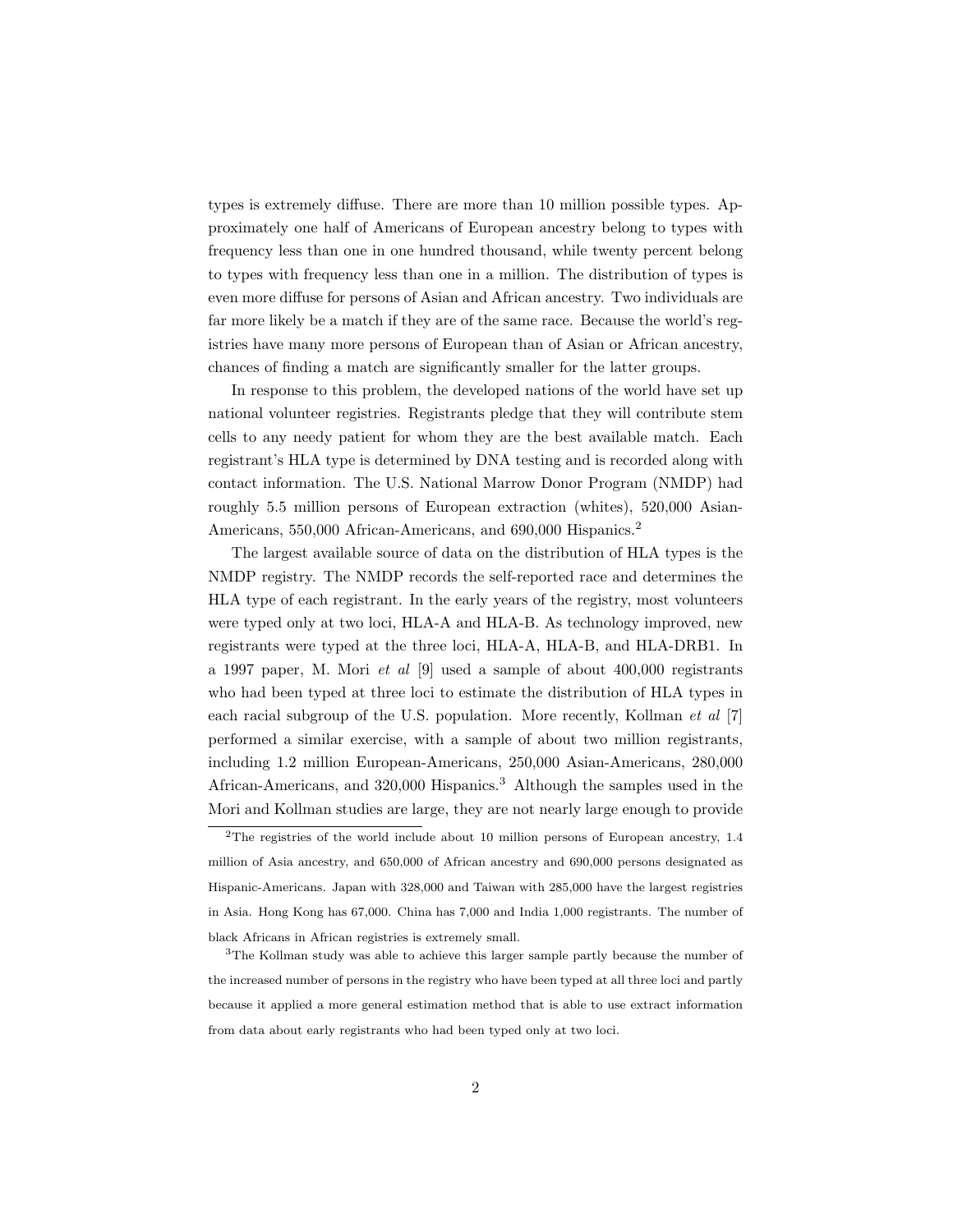types is extremely diffuse. There are more than 10 million possible types. Approximately one half of Americans of European ancestry belong to types with frequency less than one in one hundred thousand, while twenty percent belong to types with frequency less than one in a million. The distribution of types is even more diffuse for persons of Asian and African ancestry. Two individuals are far more likely be a match if they are of the same race. Because the world's registries have many more persons of European than of Asian or African ancestry, chances of finding a match are significantly smaller for the latter groups.

In response to this problem, the developed nations of the world have set up national volunteer registries. Registrants pledge that they will contribute stem cells to any needy patient for whom they are the best available match. Each registrant's HLA type is determined by DNA testing and is recorded along with contact information. The U.S. National Marrow Donor Program (NMDP) had roughly 5.5 million persons of European extraction (whites), 520,000 Asian-Americans, 550,000 African-Americans, and 690,000 Hispanics.[2]

The largest available source of data on the distribution of HLA types is the NMDP registry. The NMDP records the self-reported race and determines the HLA type of each registrant. In the early years of the registry, most volunteers were typed only at two loci, HLA-A and HLA-B. As technology improved, new registrants were typed at the three loci, HLA-A, HLA-B, and HLA-DRB1. In a 1997 paper, M. Mori *et al* [9] used a sample of about 400,000 registrants who had been typed at three loci to estimate the distribution of HLA types in each racial subgroup of the U.S. population. More recently, Kollman *et al* [7] performed a similar exercise, with a sample of about two million registrants, including 1.2 million European-Americans, 250,000 Asian-Americans, 280,000 African-Americans, and 320,000 Hispanics.[3] Although the samples used in the Mori and Kollman studies are large, they are not nearly large enough to provide

[2] The registries of the world include about 10 million persons of European ancestry, 1.4 million of Asia ancestry, and 650,000 of African ancestry and 690,000 persons designated as Hispanic-Americans. Japan with 328,000 and Taiwan with 285,000 have the largest registries in Asia. Hong Kong has 67,000. China has 7,000 and India 1,000 registrants. The number of black Africans in African registries is extremely small.

[3] The Kollman study was able to achieve this larger sample partly because the number of the increased number of persons in the registry who have been typed at all three loci and partly because it applied a more general estimation method that is able to use extract information from data about early registrants who had been typed only at two loci.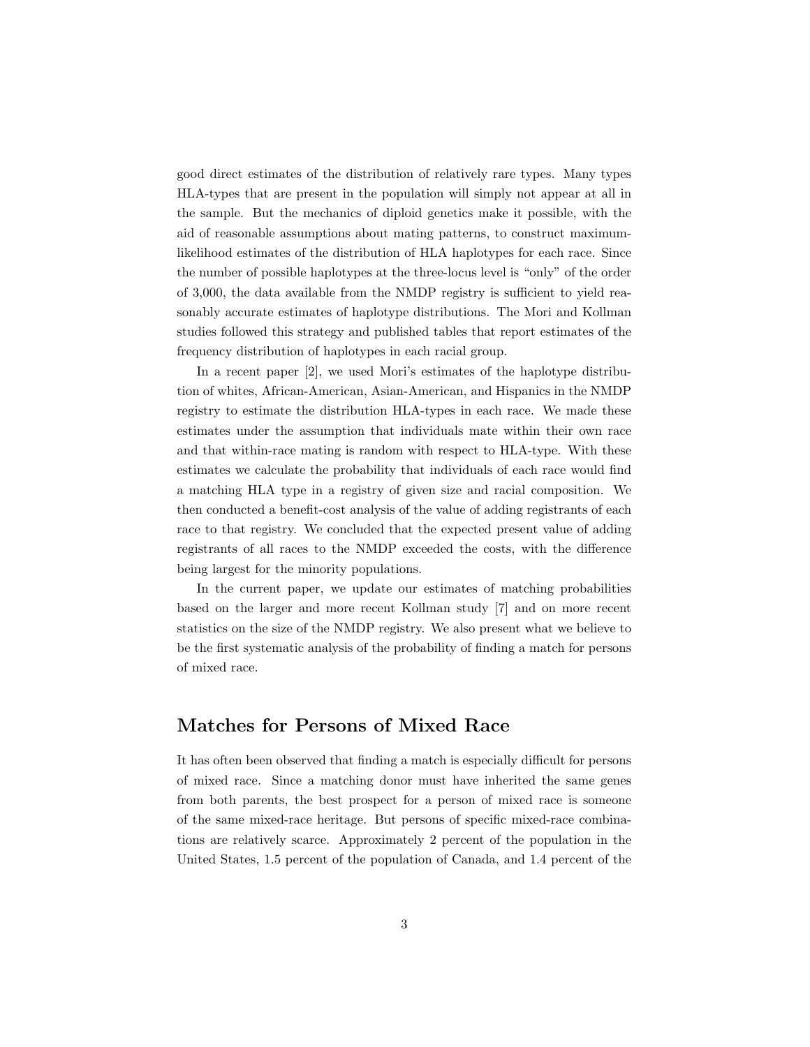good direct estimates of the distribution of relatively rare types. Many types HLA-types that are present in the population will simply not appear at all in the sample. But the mechanics of diploid genetics make it possible, with the aid of reasonable assumptions about mating patterns, to construct maximum-likelihood estimates of the distribution of HLA haplotypes for each race. Since the number of possible haplotypes at the three-locus level is "only" of the order of 3,000, the data available from the NMDP registry is sufficient to yield reasonably accurate estimates of haplotype distributions. The Mori and Kollman studies followed this strategy and published tables that report estimates of the frequency distribution of haplotypes in each racial group.

In a recent paper [2], we used Mori's estimates of the haplotype distribution of whites, African-American, Asian-American, and Hispanics in the NMDP registry to estimate the distribution HLA-types in each race. We made these estimates under the assumption that individuals mate within their own race and that within-race mating is random with respect to HLA-type. With these estimates we calculate the probability that individuals of each race would find a matching HLA type in a registry of given size and racial composition. We then conducted a benefit-cost analysis of the value of adding registrants of each race to that registry. We concluded that the expected present value of adding registrants of all races to the NMDP exceeded the costs, with the difference being largest for the minority populations.

In the current paper, we update our estimates of matching probabilities based on the larger and more recent Kollman study [7] and on more recent statistics on the size of the NMDP registry. We also present what we believe to be the first systematic analysis of the probability of finding a match for persons of mixed race.

## Matches for Persons of Mixed Race

It has often been observed that finding a match is especially difficult for persons of mixed race. Since a matching donor must have inherited the same genes from both parents, the best prospect for a person of mixed race is someone of the same mixed-race heritage. But persons of specific mixed-race combinations are relatively scarce. Approximately 2 percent of the population in the United States, 1.5 percent of the population of Canada, and 1.4 percent of the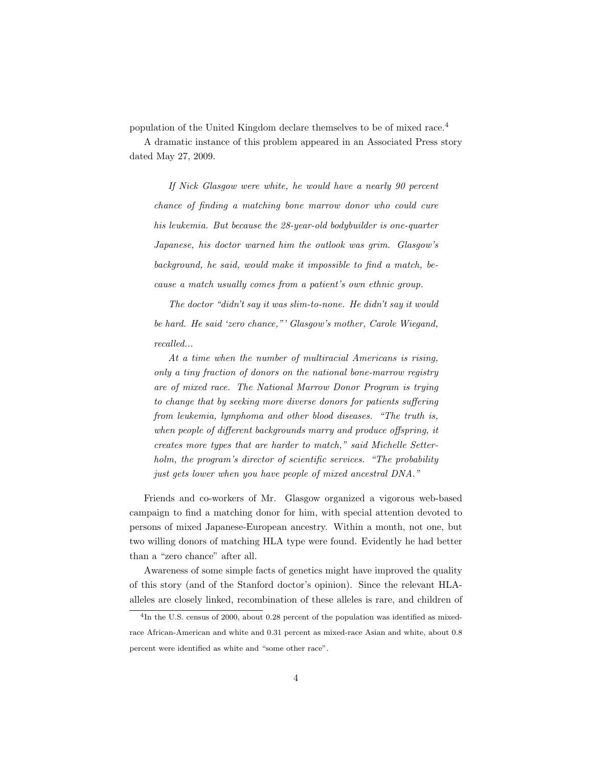population of the United Kingdom declare themselves to be of mixed race.[4]

A dramatic instance of this problem appeared in an Associated Press story dated May 27, 2009.

> *If Nick Glasgow were white, he would have a nearly 90 percent chance of finding a matching bone marrow donor who could cure his leukemia. But because the 28-year-old bodybuilder is one-quarter Japanese, his doctor warned him the outlook was grim. Glasgow's background, he said, would make it impossible to find a match, because a match usually comes from a patient's own ethnic group.*
>
> *The doctor "didn't say it was slim-to-none. He didn't say it would be hard. He said 'zero chance,"' Glasgow's mother, Carole Wiegand, recalled...*
>
> *At a time when the number of multiracial Americans is rising, only a tiny fraction of donors on the national bone-marrow registry are of mixed race. The National Marrow Donor Program is trying to change that by seeking more diverse donors for patients suffering from leukemia, lymphoma and other blood diseases. "The truth is, when people of different backgrounds marry and produce offspring, it creates more types that are harder to match," said Michelle Setterholm, the program's director of scientific services. "The probability just gets lower when you have people of mixed ancestral DNA."*

Friends and co-workers of Mr. Glasgow organized a vigorous web-based campaign to find a matching donor for him, with special attention devoted to persons of mixed Japanese-European ancestry. Within a month, not one, but two willing donors of matching HLA type were found. Evidently he had better than a "zero chance" after all.

Awareness of some simple facts of genetics might have improved the quality of this story (and of the Stanford doctor's opinion). Since the relevant HLA-alleles are closely linked, recombination of these alleles is rare, and children of

[4] In the U.S. census of 2000, about 0.28 percent of the population was identified as mixed-race African-American and white and 0.31 percent as mixed-race Asian and white, about 0.8 percent were identified as white and "some other race".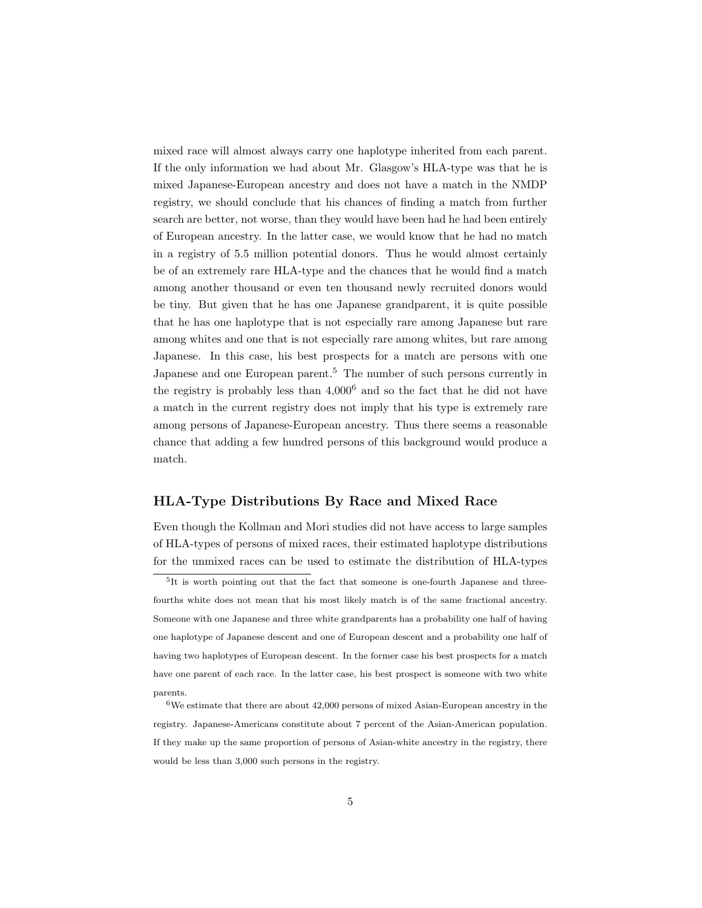mixed race will almost always carry one haplotype inherited from each parent. If the only information we had about Mr. Glasgow's HLA-type was that he is mixed Japanese-European ancestry and does not have a match in the NMDP registry, we should conclude that his chances of finding a match from further search are better, not worse, than they would have been had he had been entirely of European ancestry. In the latter case, we would know that he had no match in a registry of 5.5 million potential donors. Thus he would almost certainly be of an extremely rare HLA-type and the chances that he would find a match among another thousand or even ten thousand newly recruited donors would be tiny. But given that he has one Japanese grandparent, it is quite possible that he has one haplotype that is not especially rare among Japanese but rare among whites and one that is not especially rare among whites, but rare among Japanese. In this case, his best prospects for a match are persons with one Japanese and one European parent.[5] The number of such persons currently in the registry is probably less than 4,000[6] and so the fact that he did not have a match in the current registry does not imply that his type is extremely rare among persons of Japanese-European ancestry. Thus there seems a reasonable chance that adding a few hundred persons of this background would produce a match.

### HLA-Type Distributions By Race and Mixed Race

Even though the Kollman and Mori studies did not have access to large samples of HLA-types of persons of mixed races, their estimated haplotype distributions for the unmixed races can be used to estimate the distribution of HLA-types

[5] It is worth pointing out that the fact that someone is one-fourth Japanese and three-fourths white does not mean that his most likely match is of the same fractional ancestry. Someone with one Japanese and three white grandparents has a probability one half of having one haplotype of Japanese descent and one of European descent and a probability one half of having two haplotypes of European descent. In the former case his best prospects for a match have one parent of each race. In the latter case, his best prospect is someone with two white parents.

[6] We estimate that there are about 42,000 persons of mixed Asian-European ancestry in the registry. Japanese-Americans constitute about 7 percent of the Asian-American population. If they make up the same proportion of persons of Asian-white ancestry in the registry, there would be less than 3,000 such persons in the registry.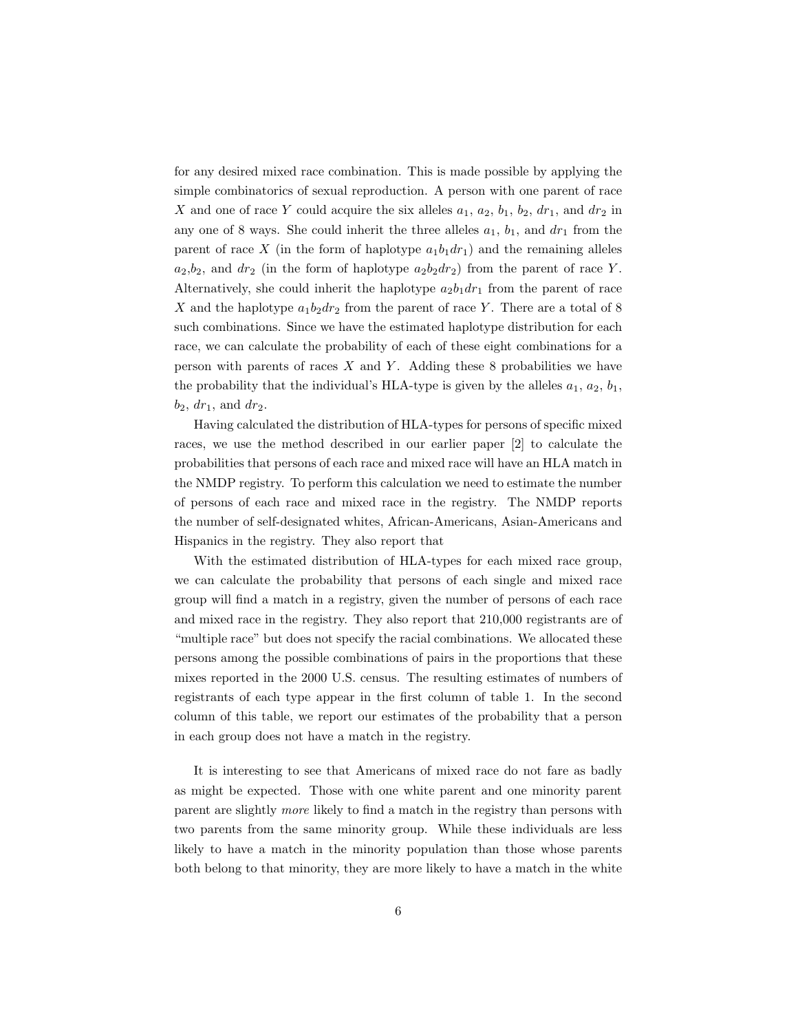for any desired mixed race combination. This is made possible by applying the simple combinatorics of sexual reproduction. A person with one parent of race $X$ and one of race $Y$ could acquire the six alleles $a_1$, $a_2$, $b_1$, $b_2$, $dr_1$, and $dr_2$ in any one of 8 ways. She could inherit the three alleles $a_1$, $b_1$, and $dr_1$ from the parent of race $X$ (in the form of haplotype $a_1b_1dr_1$) and the remaining alleles $a_2$,$b_2$, and $dr_2$ (in the form of haplotype $a_2b_2dr_2$) from the parent of race $Y$. Alternatively, she could inherit the haplotype $a_2b_1dr_1$ from the parent of race $X$ and the haplotype $a_1b_2dr_2$ from the parent of race $Y$. There are a total of 8 such combinations. Since we have the estimated haplotype distribution for each race, we can calculate the probability of each of these eight combinations for a person with parents of races $X$ and $Y$. Adding these 8 probabilities we have the probability that the individual's HLA-type is given by the alleles $a_1$, $a_2$, $b_1$, $b_2$, $dr_1$, and $dr_2$.

Having calculated the distribution of HLA-types for persons of specific mixed races, we use the method described in our earlier paper [2] to calculate the probabilities that persons of each race and mixed race will have an HLA match in the NMDP registry. To perform this calculation we need to estimate the number of persons of each race and mixed race in the registry. The NMDP reports the number of self-designated whites, African-Americans, Asian-Americans and Hispanics in the registry. They also report that

With the estimated distribution of HLA-types for each mixed race group, we can calculate the probability that persons of each single and mixed race group will find a match in a registry, given the number of persons of each race and mixed race in the registry. They also report that 210,000 registrants are of "multiple race" but does not specify the racial combinations. We allocated these persons among the possible combinations of pairs in the proportions that these mixes reported in the 2000 U.S. census. The resulting estimates of numbers of registrants of each type appear in the first column of table 1. In the second column of this table, we report our estimates of the probability that a person in each group does not have a match in the registry.

It is interesting to see that Americans of mixed race do not fare as badly as might be expected. Those with one white parent and one minority parent parent are slightly *more* likely to find a match in the registry than persons with two parents from the same minority group. While these individuals are less likely to have a match in the minority population than those whose parents both belong to that minority, they are more likely to have a match in the white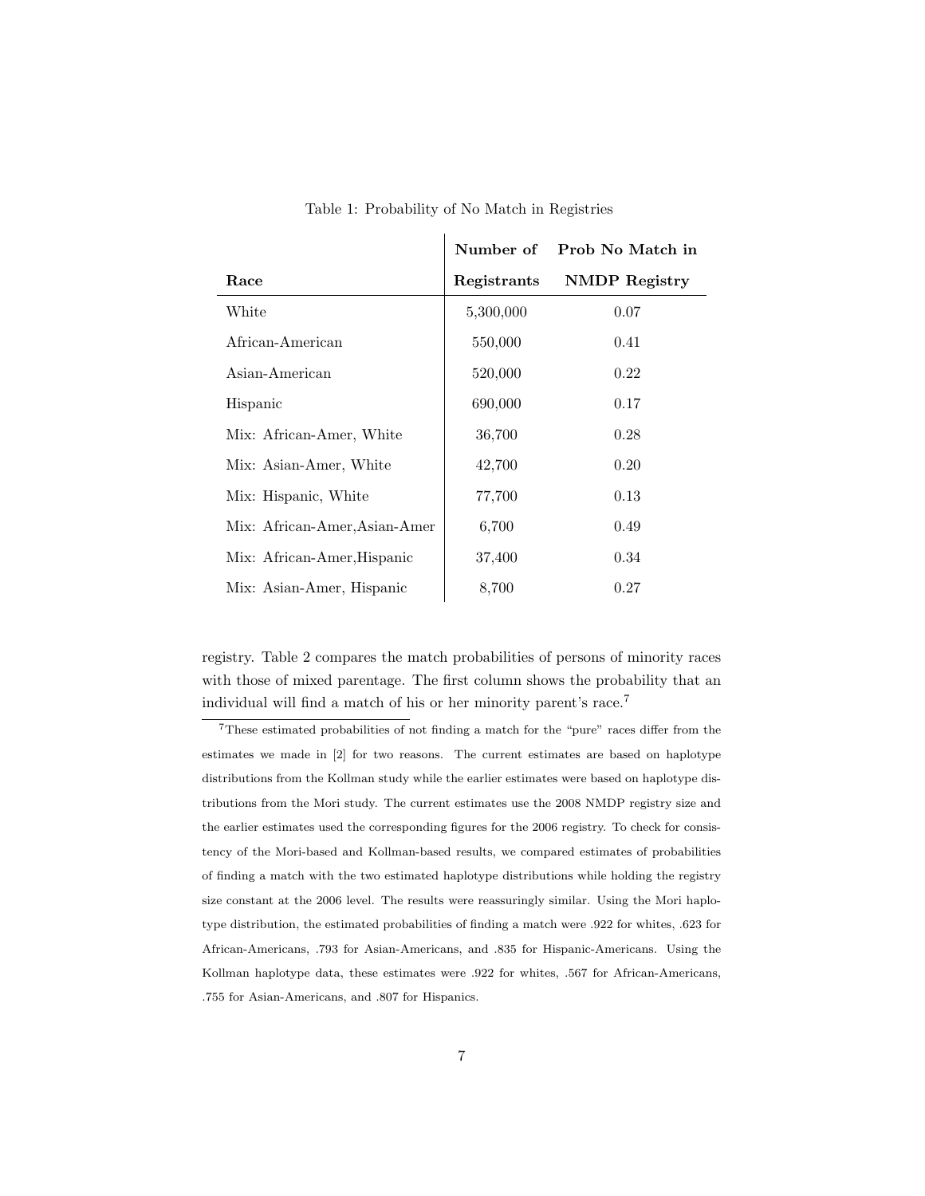Table 1: Probability of No Match in Registries

| Race | Number of Registrants | Prob No Match in NMDP Registry |
|---|---|---|
| White | 5,300,000 | 0.07 |
| African-American | 550,000 | 0.41 |
| Asian-American | 520,000 | 0.22 |
| Hispanic | 690,000 | 0.17 |
| Mix: African-Amer, White | 36,700 | 0.28 |
| Mix: Asian-Amer, White | 42,700 | 0.20 |
| Mix: Hispanic, White | 77,700 | 0.13 |
| Mix: African-Amer,Asian-Amer | 6,700 | 0.49 |
| Mix: African-Amer,Hispanic | 37,400 | 0.34 |
| Mix: Asian-Amer, Hispanic | 8,700 | 0.27 |

registry. Table 2 compares the match probabilities of persons of minority races with those of mixed parentage. The first column shows the probability that an individual will find a match of his or her minority parent's race.[7]

[7] These estimated probabilities of not finding a match for the "pure" races differ from the estimates we made in [2] for two reasons. The current estimates are based on haplotype distributions from the Kollman study while the earlier estimates were based on haplotype distributions from the Mori study. The current estimates use the 2008 NMDP registry size and the earlier estimates used the corresponding figures for the 2006 registry. To check for consistency of the Mori-based and Kollman-based results, we compared estimates of probabilities of finding a match with the two estimated haplotype distributions while holding the registry size constant at the 2006 level. The results were reassuringly similar. Using the Mori haplotype distribution, the estimated probabilities of finding a match were .922 for whites, .623 for African-Americans, .793 for Asian-Americans, and .835 for Hispanic-Americans. Using the Kollman haplotype data, these estimates were .922 for whites, .567 for African-Americans, .755 for Asian-Americans, and .807 for Hispanics.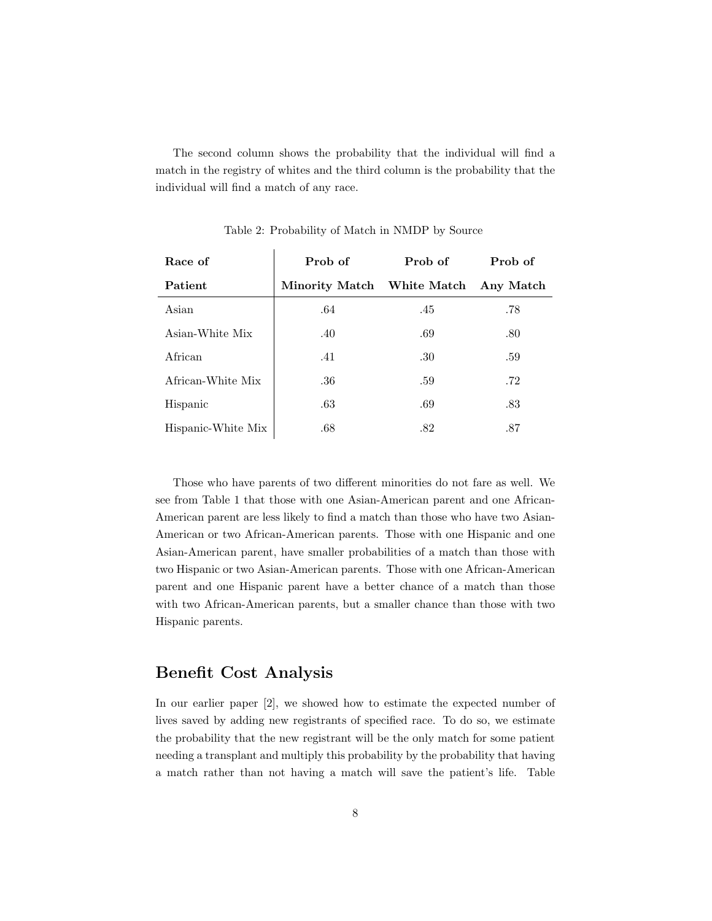The second column shows the probability that the individual will find a match in the registry of whites and the third column is the probability that the individual will find a match of any race.

Table 2: Probability of Match in NMDP by Source

| **Race of Patient** | **Prob of Minority Match** | **Prob of White Match** | **Prob of Any Match** |
|---|---|---|---|
| Asian | .64 | .45 | .78 |
| Asian-White Mix | .40 | .69 | .80 |
| African | .41 | .30 | .59 |
| African-White Mix | .36 | .59 | .72 |
| Hispanic | .63 | .69 | .83 |
| Hispanic-White Mix | .68 | .82 | .87 |

Those who have parents of two different minorities do not fare as well. We see from Table 1 that those with one Asian-American parent and one African-American parent are less likely to find a match than those who have two Asian-American or two African-American parents. Those with one Hispanic and one Asian-American parent, have smaller probabilities of a match than those with two Hispanic or two Asian-American parents. Those with one African-American parent and one Hispanic parent have a better chance of a match than those with two African-American parents, but a smaller chance than those with two Hispanic parents.

## Benefit Cost Analysis

In our earlier paper [2], we showed how to estimate the expected number of lives saved by adding new registrants of specified race. To do so, we estimate the probability that the new registrant will be the only match for some patient needing a transplant and multiply this probability by the probability that having a match rather than not having a match will save the patient's life. Table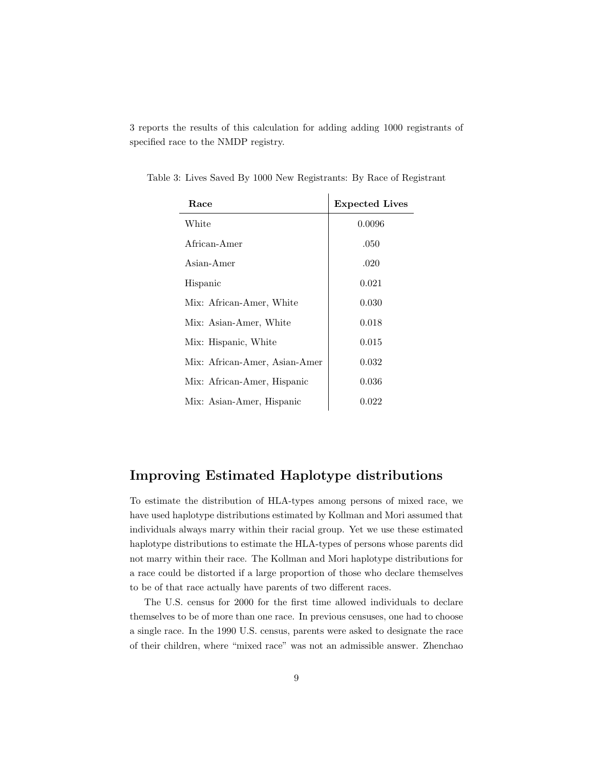3 reports the results of this calculation for adding adding 1000 registrants of specified race to the NMDP registry.

Table 3: Lives Saved By 1000 New Registrants: By Race of Registrant

| **Race** | **Expected Lives** |
|---|---|
| White | 0.0096 |
| African-Amer | .050 |
| Asian-Amer | .020 |
| Hispanic | 0.021 |
| Mix: African-Amer, White | 0.030 |
| Mix: Asian-Amer, White | 0.018 |
| Mix: Hispanic, White | 0.015 |
| Mix: African-Amer, Asian-Amer | 0.032 |
| Mix: African-Amer, Hispanic | 0.036 |
| Mix: Asian-Amer, Hispanic | 0.022 |

## Improving Estimated Haplotype distributions

To estimate the distribution of HLA-types among persons of mixed race, we have used haplotype distributions estimated by Kollman and Mori assumed that individuals always marry within their racial group. Yet we use these estimated haplotype distributions to estimate the HLA-types of persons whose parents did not marry within their race. The Kollman and Mori haplotype distributions for a race could be distorted if a large proportion of those who declare themselves to be of that race actually have parents of two different races.

The U.S. census for 2000 for the first time allowed individuals to declare themselves to be of more than one race. In previous censuses, one had to choose a single race. In the 1990 U.S. census, parents were asked to designate the race of their children, where "mixed race" was not an admissible answer. Zhenchao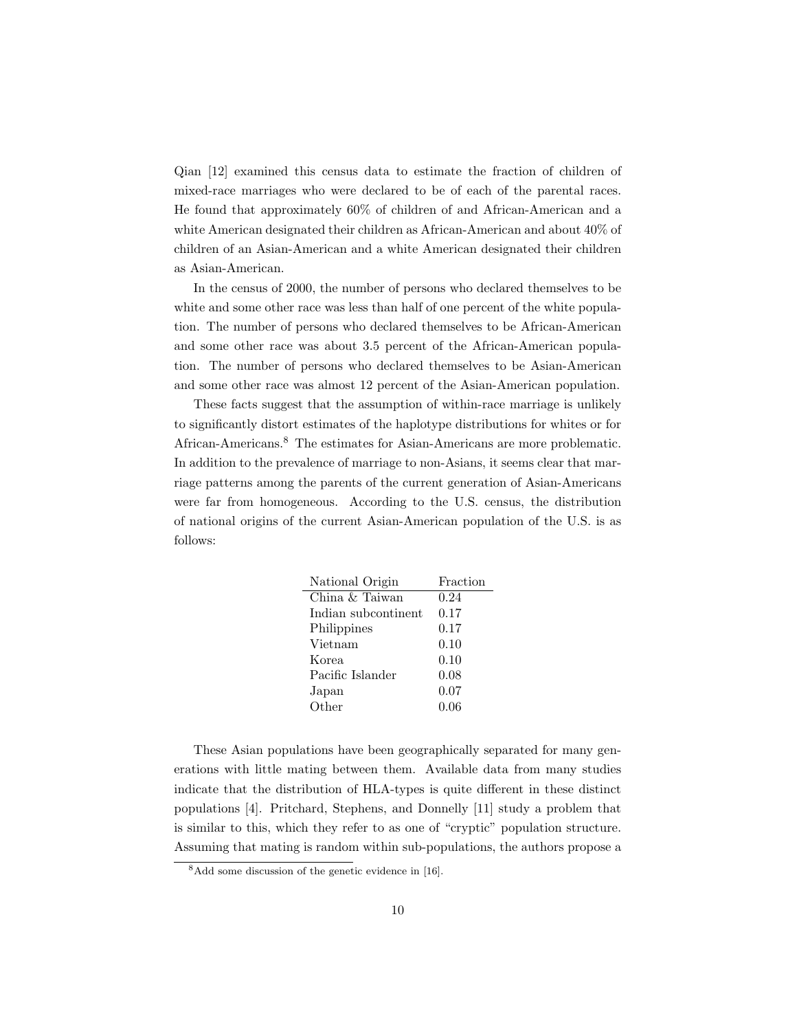Qian [12] examined this census data to estimate the fraction of children of mixed-race marriages who were declared to be of each of the parental races. He found that approximately 60% of children of and African-American and a white American designated their children as African-American and about 40% of children of an Asian-American and a white American designated their children as Asian-American.

In the census of 2000, the number of persons who declared themselves to be white and some other race was less than half of one percent of the white population. The number of persons who declared themselves to be African-American and some other race was about 3.5 percent of the African-American population. The number of persons who declared themselves to be Asian-American and some other race was almost 12 percent of the Asian-American population.

These facts suggest that the assumption of within-race marriage is unlikely to significantly distort estimates of the haplotype distributions for whites or for African-Americans.[8] The estimates for Asian-Americans are more problematic. In addition to the prevalence of marriage to non-Asians, it seems clear that marriage patterns among the parents of the current generation of Asian-Americans were far from homogeneous. According to the U.S. census, the distribution of national origins of the current Asian-American population of the U.S. is as follows:

| National Origin | Fraction |
|---|---|
| China & Taiwan | 0.24 |
| Indian subcontinent | 0.17 |
| Philippines | 0.17 |
| Vietnam | 0.10 |
| Korea | 0.10 |
| Pacific Islander | 0.08 |
| Japan | 0.07 |
| Other | 0.06 |

These Asian populations have been geographically separated for many generations with little mating between them. Available data from many studies indicate that the distribution of HLA-types is quite different in these distinct populations [4]. Pritchard, Stephens, and Donnelly [11] study a problem that is similar to this, which they refer to as one of "cryptic" population structure. Assuming that mating is random within sub-populations, the authors propose a

[8] Add some discussion of the genetic evidence in [16].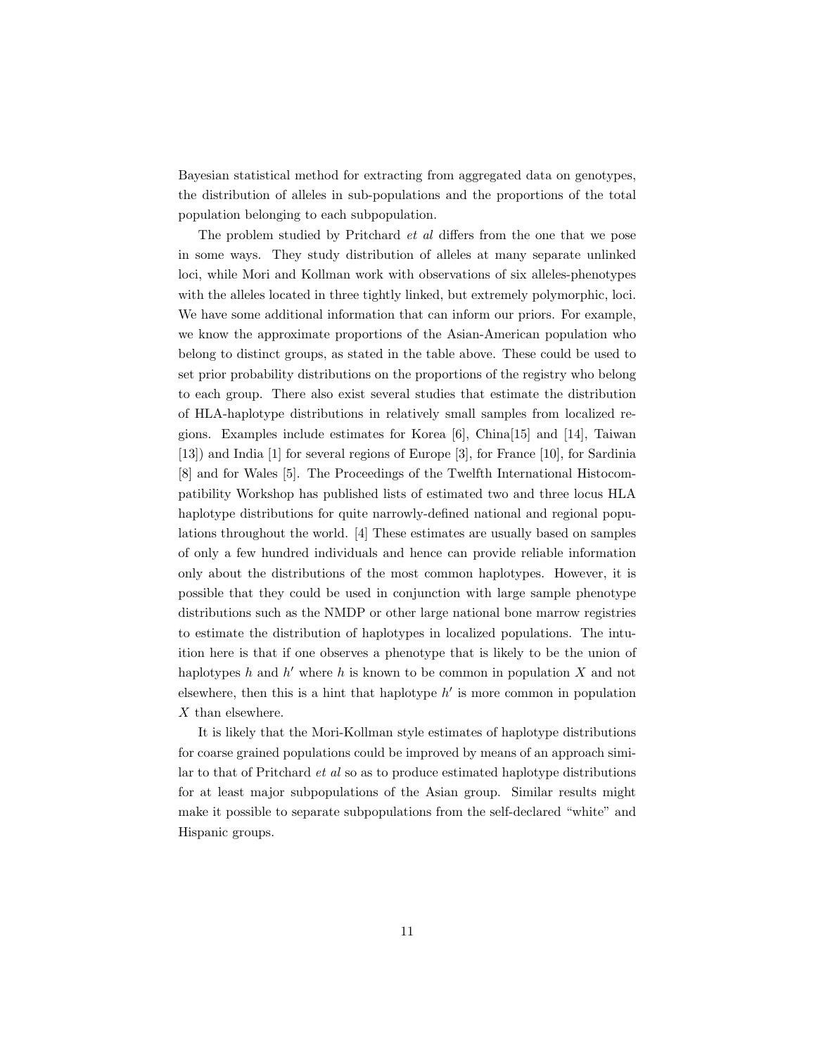Bayesian statistical method for extracting from aggregated data on genotypes, the distribution of alleles in sub-populations and the proportions of the total population belonging to each subpopulation.

The problem studied by Pritchard *et al* differs from the one that we pose in some ways. They study distribution of alleles at many separate unlinked loci, while Mori and Kollman work with observations of six alleles-phenotypes with the alleles located in three tightly linked, but extremely polymorphic, loci. We have some additional information that can inform our priors. For example, we know the approximate proportions of the Asian-American population who belong to distinct groups, as stated in the table above. These could be used to set prior probability distributions on the proportions of the registry who belong to each group. There also exist several studies that estimate the distribution of HLA-haplotype distributions in relatively small samples from localized regions. Examples include estimates for Korea [6], China[15] and [14], Taiwan [13]) and India [1] for several regions of Europe [3], for France [10], for Sardinia [8] and for Wales [5]. The Proceedings of the Twelfth International Histocompatibility Workshop has published lists of estimated two and three locus HLA haplotype distributions for quite narrowly-defined national and regional populations throughout the world. [4] These estimates are usually based on samples of only a few hundred individuals and hence can provide reliable information only about the distributions of the most common haplotypes. However, it is possible that they could be used in conjunction with large sample phenotype distributions such as the NMDP or other large national bone marrow registries to estimate the distribution of haplotypes in localized populations. The intuition here is that if one observes a phenotype that is likely to be the union of haplotypes $h$ and $h'$ where $h$ is known to be common in population $X$ and not elsewhere, then this is a hint that haplotype $h'$ is more common in population $X$ than elsewhere.

It is likely that the Mori-Kollman style estimates of haplotype distributions for coarse grained populations could be improved by means of an approach similar to that of Pritchard *et al* so as to produce estimated haplotype distributions for at least major subpopulations of the Asian group. Similar results might make it possible to separate subpopulations from the self-declared "white" and Hispanic groups.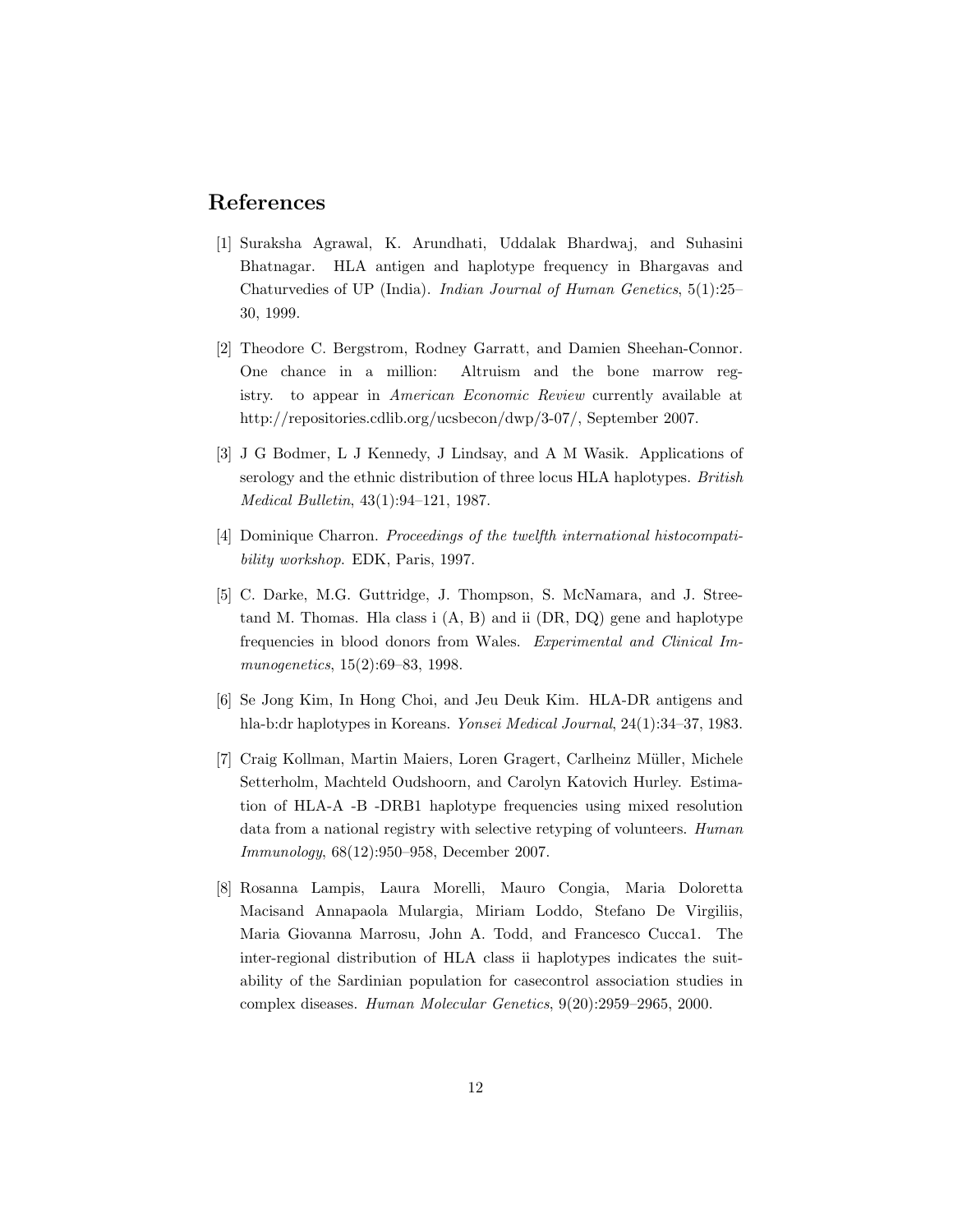## References

[1] Suraksha Agrawal, K. Arundhati, Uddalak Bhardwaj, and Suhasini Bhatnagar. HLA antigen and haplotype frequency in Bhargavas and Chaturvedies of UP (India). *Indian Journal of Human Genetics*, 5(1):25–30, 1999.

[2] Theodore C. Bergstrom, Rodney Garratt, and Damien Sheehan-Connor. One chance in a million: Altruism and the bone marrow registry. to appear in *American Economic Review* currently available at http://repositories.cdlib.org/ucsbecon/dwp/3-07/, September 2007.

[3] J G Bodmer, L J Kennedy, J Lindsay, and A M Wasik. Applications of serology and the ethnic distribution of three locus HLA haplotypes. *British Medical Bulletin*, 43(1):94–121, 1987.

[4] Dominique Charron. *Proceedings of the twelfth international histocompatibility workshop*. EDK, Paris, 1997.

[5] C. Darke, M.G. Guttridge, J. Thompson, S. McNamara, and J. Streetand M. Thomas. Hla class i (A, B) and ii (DR, DQ) gene and haplotype frequencies in blood donors from Wales. *Experimental and Clinical Immunogenetics*, 15(2):69–83, 1998.

[6] Se Jong Kim, In Hong Choi, and Jeu Deuk Kim. HLA-DR antigens and hla-b:dr haplotypes in Koreans. *Yonsei Medical Journal*, 24(1):34–37, 1983.

[7] Craig Kollman, Martin Maiers, Loren Gragert, Carlheinz Müller, Michele Setterholm, Machteld Oudshoorn, and Carolyn Katovich Hurley. Estimation of HLA-A -B -DRB1 haplotype frequencies using mixed resolution data from a national registry with selective retyping of volunteers. *Human Immunology*, 68(12):950–958, December 2007.

[8] Rosanna Lampis, Laura Morelli, Mauro Congia, Maria Doloretta Macisand Annapaola Mulargia, Miriam Loddo, Stefano De Virgiliis, Maria Giovanna Marrosu, John A. Todd, and Francesco Cucca1. The inter-regional distribution of HLA class ii haplotypes indicates the suitability of the Sardinian population for casecontrol association studies in complex diseases. *Human Molecular Genetics*, 9(20):2959–2965, 2000.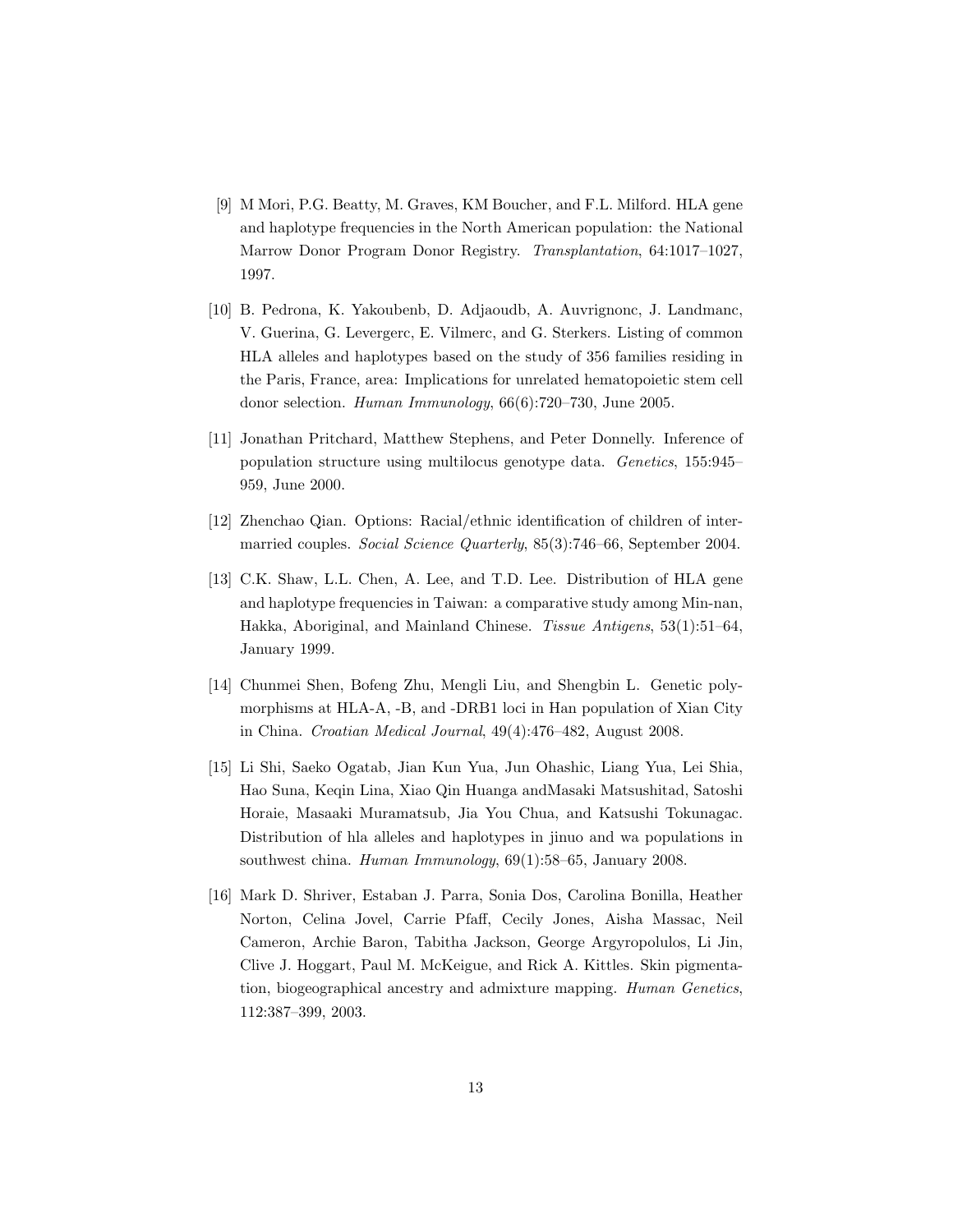[9] M Mori, P.G. Beatty, M. Graves, KM Boucher, and F.L. Milford. HLA gene and haplotype frequencies in the North American population: the National Marrow Donor Program Donor Registry. *Transplantation*, 64:1017–1027, 1997.

[10] B. Pedrona, K. Yakoubenb, D. Adjaoudb, A. Auvrignonc, J. Landmanc, V. Guerina, G. Levergerc, E. Vilmerc, and G. Sterkers. Listing of common HLA alleles and haplotypes based on the study of 356 families residing in the Paris, France, area: Implications for unrelated hematopoietic stem cell donor selection. *Human Immunology*, 66(6):720–730, June 2005.

[11] Jonathan Pritchard, Matthew Stephens, and Peter Donnelly. Inference of population structure using multilocus genotype data. *Genetics*, 155:945–959, June 2000.

[12] Zhenchao Qian. Options: Racial/ethnic identification of children of intermarried couples. *Social Science Quarterly*, 85(3):746–66, September 2004.

[13] C.K. Shaw, L.L. Chen, A. Lee, and T.D. Lee. Distribution of HLA gene and haplotype frequencies in Taiwan: a comparative study among Min-nan, Hakka, Aboriginal, and Mainland Chinese. *Tissue Antigens*, 53(1):51–64, January 1999.

[14] Chunmei Shen, Bofeng Zhu, Mengli Liu, and Shengbin L. Genetic polymorphisms at HLA-A, -B, and -DRB1 loci in Han population of Xian City in China. *Croatian Medical Journal*, 49(4):476–482, August 2008.

[15] Li Shi, Saeko Ogatab, Jian Kun Yua, Jun Ohashic, Liang Yua, Lei Shia, Hao Suna, Keqin Lina, Xiao Qin Huanga andMasaki Matsushitad, Satoshi Horaie, Masaaki Muramatsub, Jia You Chua, and Katsushi Tokunagac. Distribution of hla alleles and haplotypes in jinuo and wa populations in southwest china. *Human Immunology*, 69(1):58–65, January 2008.

[16] Mark D. Shriver, Estaban J. Parra, Sonia Dos, Carolina Bonilla, Heather Norton, Celina Jovel, Carrie Pfaff, Cecily Jones, Aisha Massac, Neil Cameron, Archie Baron, Tabitha Jackson, George Argyropolulos, Li Jin, Clive J. Hoggart, Paul M. McKeigue, and Rick A. Kittles. Skin pigmentation, biogeographical ancestry and admixture mapping. *Human Genetics*, 112:387–399, 2003.